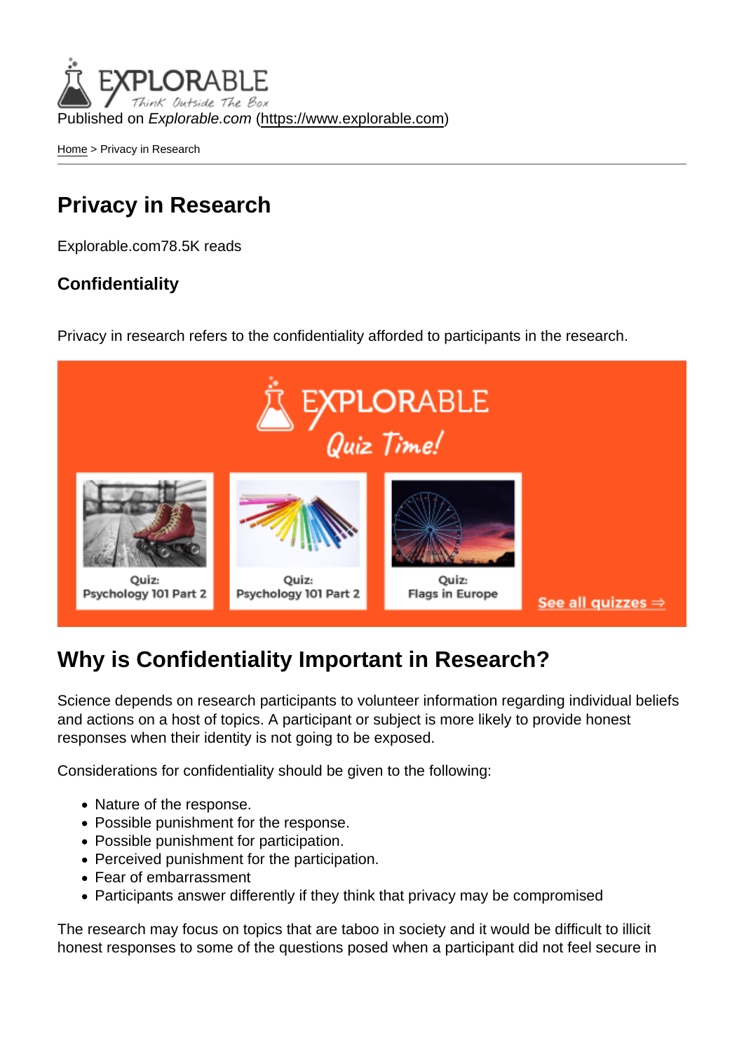Published on *Explorable.com* (https://www.explorable.com)

Home > Privacy in Research

# Privacy in Research

Explorable.com78.5K reads

### Confidentiality

Privacy in research refers to the confidentiality afforded to participants in the research.

## Why is Confidentiality Important in Research?

Science depends on research participants to volunteer information regarding individual beliefs and actions on a host of topics. A participant or subject is more likely to provide honest responses when their identity is not going to be exposed.

Considerations for confidentiality should be given to the following:

- Nature of the response.
- Possible punishment for the response.
- Possible punishment for participation.
- Perceived punishment for the participation.
- Fear of embarrassment
- Participants answer differently if they think that privacy may be compromised

The research may focus on topics that are taboo in society and it would be difficult to illicit honest responses to some of the questions posed when a participant did not feel secure in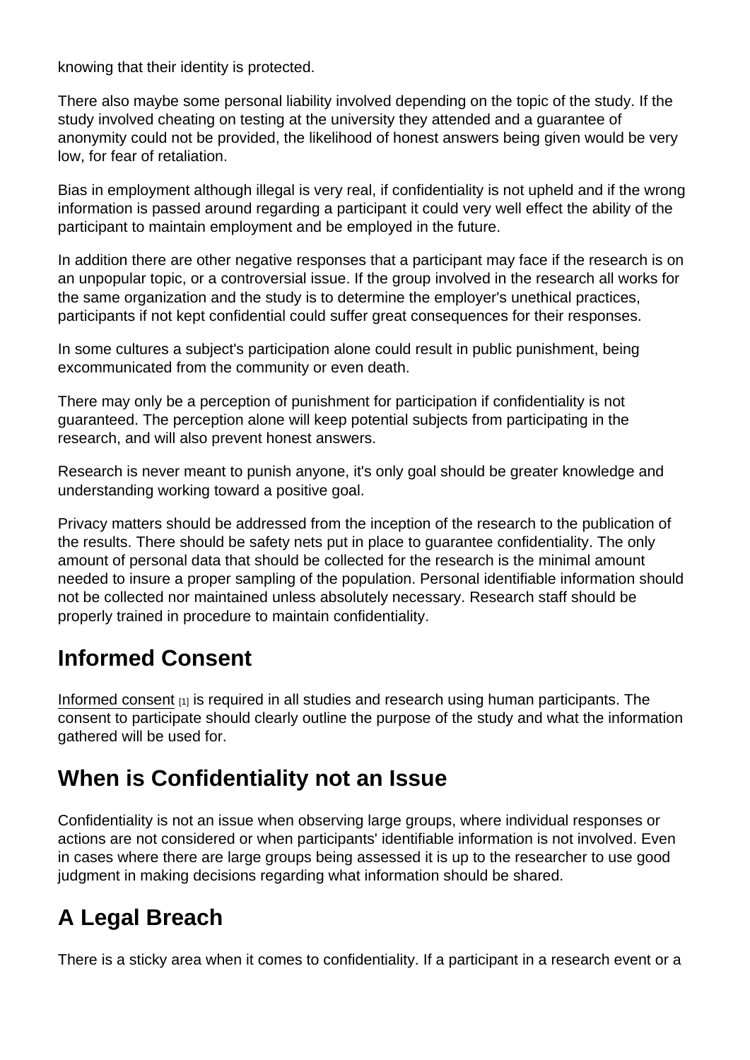knowing that their identity is protected.

There also maybe some personal liability involved depending on the topic of the study. If the study involved cheating on testing at the university they attended and a guarantee of anonymity could not be provided, the likelihood of honest answers being given would be very low, for fear of retaliation.

Bias in employment although illegal is very real, if confidentiality is not upheld and if the wrong information is passed around regarding a participant it could very well effect the ability of the participant to maintain employment and be employed in the future.

In addition there are other negative responses that a participant may face if the research is on an unpopular topic, or a controversial issue. If the group involved in the research all works for the same organization and the study is to determine the employer's unethical practices, participants if not kept confidential could suffer great consequences for their responses.

In some cultures a subject's participation alone could result in public punishment, being excommunicated from the community or even death.

There may only be a perception of punishment for participation if confidentiality is not guaranteed. The perception alone will keep potential subjects from participating in the research, and will also prevent honest answers.

Research is never meant to punish anyone, it's only goal should be greater knowledge and understanding working toward a positive goal.

Privacy matters should be addressed from the inception of the research to the publication of the results. There should be safety nets put in place to guarantee confidentiality. The only amount of personal data that should be collected for the research is the minimal amount needed to insure a proper sampling of the population. Personal identifiable information should not be collected nor maintained unless absolutely necessary. Research staff should be properly trained in procedure to maintain confidentiality.

## Informed Consent

Informed consent [1] is required in all studies and research using human participants. The consent to participate should clearly outline the purpose of the study and what the information gathered will be used for.

## When is Confidentiality not an Issue

Confidentiality is not an issue when observing large groups, where individual responses or actions are not considered or when participants' identifiable information is not involved. Even in cases where there are large groups being assessed it is up to the researcher to use good judgment in making decisions regarding what information should be shared.

## A Legal Breach

There is a sticky area when it comes to confidentiality. If a participant in a research event or a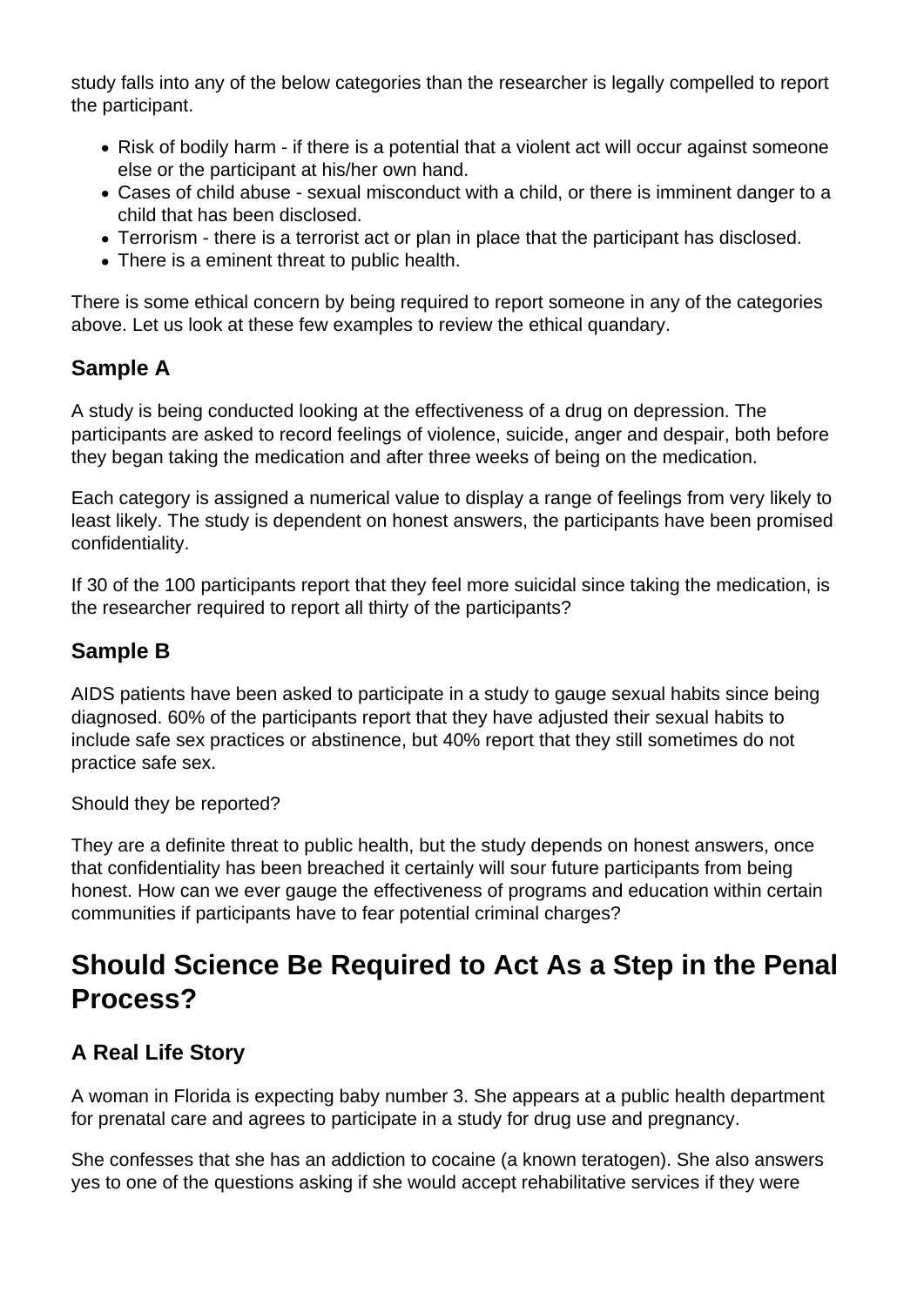study falls into any of the below categories than the researcher is legally compelled to report the participant.

- Risk of bodily harm - if there is a potential that a violent act will occur against someone else or the participant at his/her own hand.
- Cases of child abuse - sexual misconduct with a child, or there is imminent danger to a child that has been disclosed.
- Terrorism - there is a terrorist act or plan in place that the participant has disclosed.
- There is a eminent threat to public health.

There is some ethical concern by being required to report someone in any of the categories above. Let us look at these few examples to review the ethical quandary.

### Sample A

A study is being conducted looking at the effectiveness of a drug on depression. The participants are asked to record feelings of violence, suicide, anger and despair, both before they began taking the medication and after three weeks of being on the medication.

Each category is assigned a numerical value to display a range of feelings from very likely to least likely. The study is dependent on honest answers, the participants have been promised confidentiality.

If 30 of the 100 participants report that they feel more suicidal since taking the medication, is the researcher required to report all thirty of the participants?

### Sample B

AIDS patients have been asked to participate in a study to gauge sexual habits since being diagnosed. 60% of the participants report that they have adjusted their sexual habits to include safe sex practices or abstinence, but 40% report that they still sometimes do not practice safe sex.

Should they be reported?

They are a definite threat to public health, but the study depends on honest answers, once that confidentiality has been breached it certainly will sour future participants from being honest. How can we ever gauge the effectiveness of programs and education within certain communities if participants have to fear potential criminal charges?

## Should Science Be Required to Act As a Step in the Penal Process?

### A Real Life Story

A woman in Florida is expecting baby number 3. She appears at a public health department for prenatal care and agrees to participate in a study for drug use and pregnancy.

She confesses that she has an addiction to cocaine (a known teratogen). She also answers yes to one of the questions asking if she would accept rehabilitative services if they were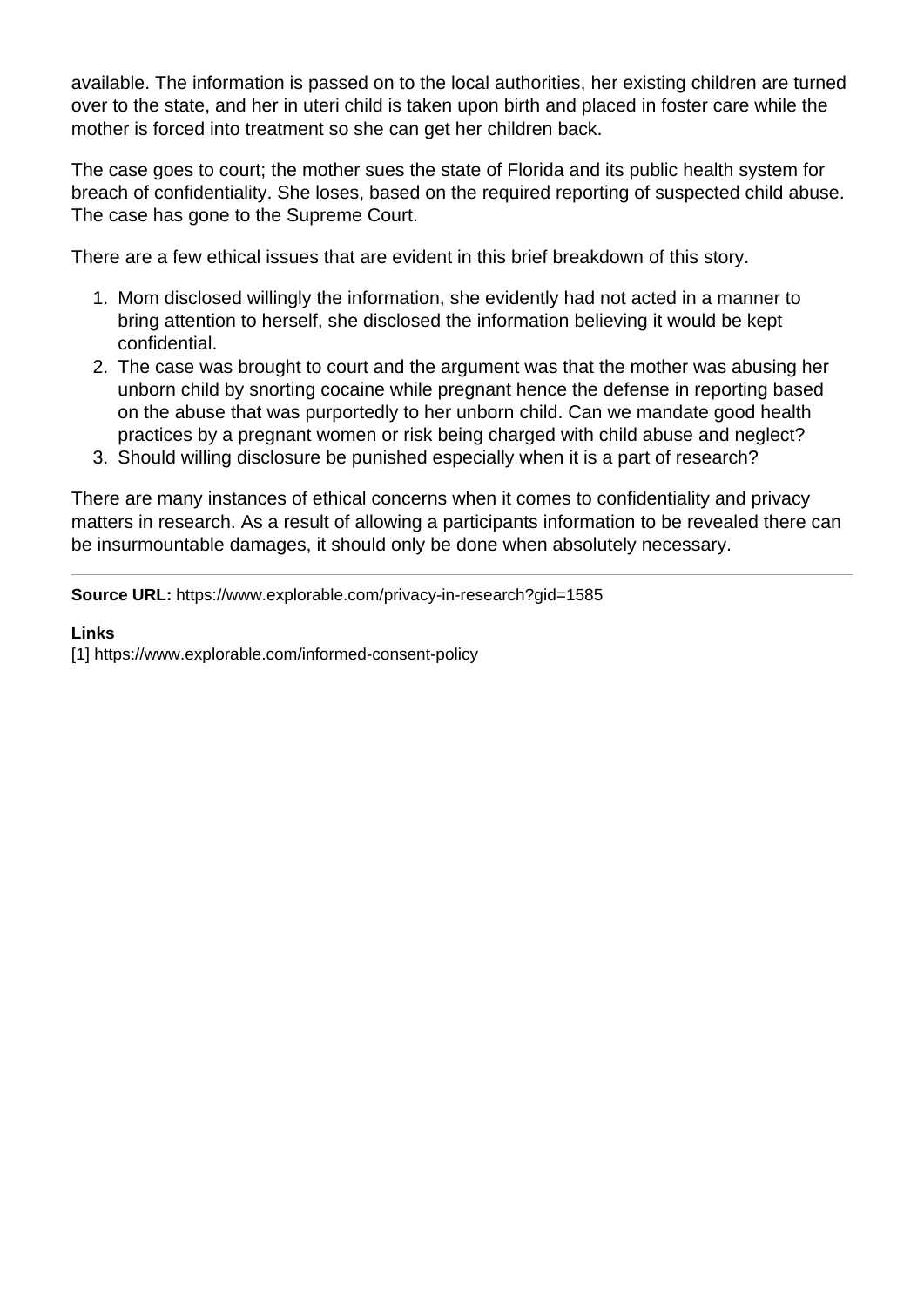available. The information is passed on to the local authorities, her existing children are turned over to the state, and her in uteri child is taken upon birth and placed in foster care while the mother is forced into treatment so she can get her children back.

The case goes to court; the mother sues the state of Florida and its public health system for breach of confidentiality. She loses, based on the required reporting of suspected child abuse. The case has gone to the Supreme Court.

There are a few ethical issues that are evident in this brief breakdown of this story.

1. Mom disclosed willingly the information, she evidently had not acted in a manner to bring attention to herself, she disclosed the information believing it would be kept confidential.
2. The case was brought to court and the argument was that the mother was abusing her unborn child by snorting cocaine while pregnant hence the defense in reporting based on the abuse that was purportedly to her unborn child. Can we mandate good health practices by a pregnant women or risk being charged with child abuse and neglect?
3. Should willing disclosure be punished especially when it is a part of research?

There are many instances of ethical concerns when it comes to confidentiality and privacy matters in research. As a result of allowing a participants information to be revealed there can be insurmountable damages, it should only be done when absolutely necessary.

---

**Source URL:** https://www.explorable.com/privacy-in-research?gid=1585

**Links**
[1] https://www.explorable.com/informed-consent-policy